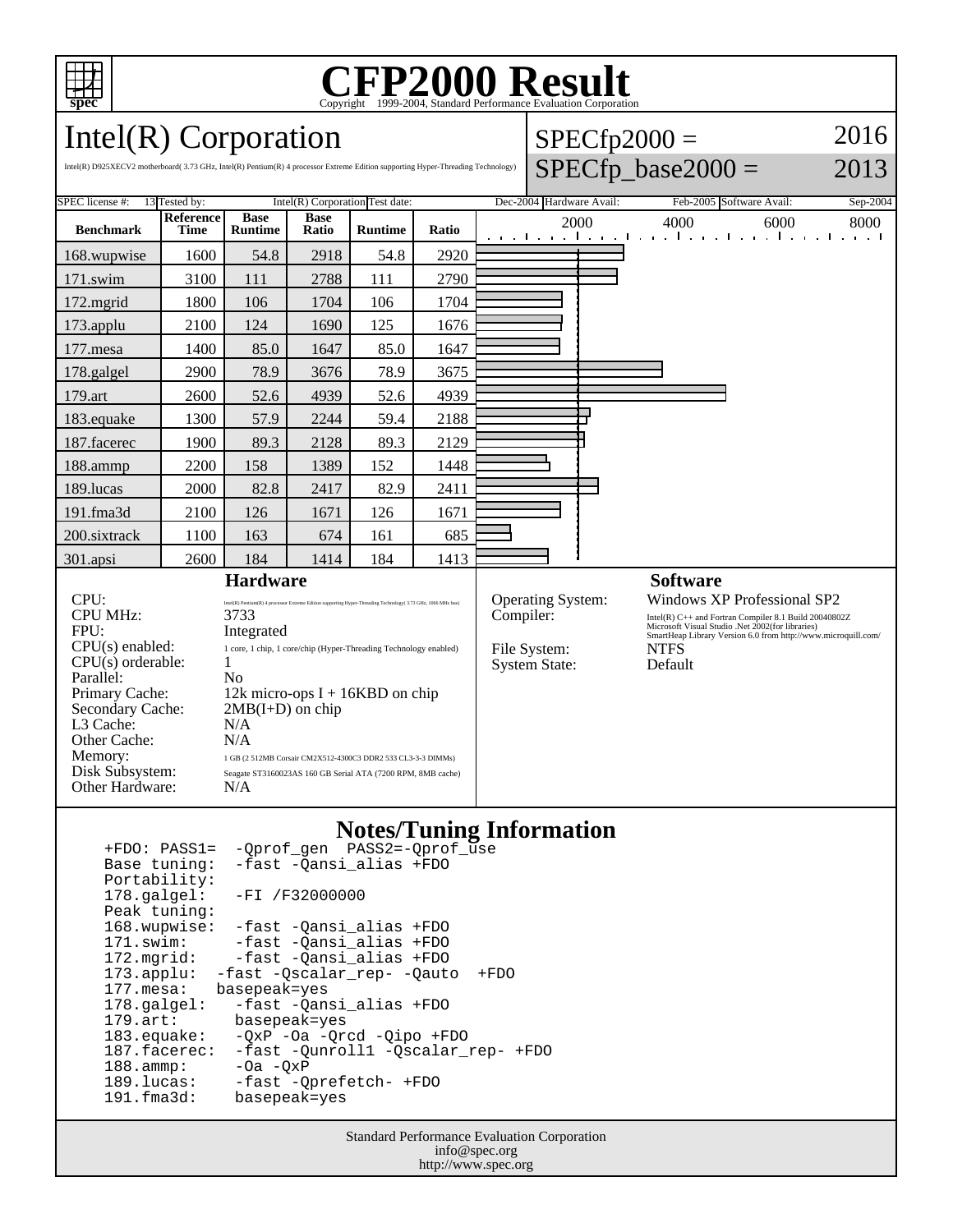# CFP2000 Result

Copyright 1999-2004, Standard Performance Evaluation Corporation

## Intel(R) Corporation

Intel(R) D925XECV2 motherboard( 3.73 GHz, Intel(R) Pentium(R) 4 processor Extreme Edition supporting Hyper-Threading Technology)

SPECfp2000 = 2016

SPECfp_base2000 = 2013

SPEC license #: 13 Tested by: Intel(R) Corporation Test date: Dec-2004 Hardware Avail: Feb-2005 Software Avail: Sep-2004

| Benchmark | Reference Time | Base Runtime | Base Ratio | Runtime | Ratio |
|---|---|---|---|---|---|
| 168.wupwise | 1600 | 54.8 | 2918 | 54.8 | 2920 |
| 171.swim | 3100 | 111 | 2788 | 111 | 2790 |
| 172.mgrid | 1800 | 106 | 1704 | 106 | 1704 |
| 173.applu | 2100 | 124 | 1690 | 125 | 1676 |
| 177.mesa | 1400 | 85.0 | 1647 | 85.0 | 1647 |
| 178.galgel | 2900 | 78.9 | 3676 | 78.9 | 3675 |
| 179.art | 2600 | 52.6 | 4939 | 52.6 | 4939 |
| 183.equake | 1300 | 57.9 | 2244 | 59.4 | 2188 |
| 187.facerec | 1900 | 89.3 | 2128 | 89.3 | 2129 |
| 188.ammp | 2200 | 158 | 1389 | 152 | 1448 |
| 189.lucas | 2000 | 82.8 | 2417 | 82.9 | 2411 |
| 191.fma3d | 2100 | 126 | 1671 | 126 | 1671 |
| 200.sixtrack | 1100 | 163 | 674 | 161 | 685 |
| 301.apsi | 2600 | 184 | 1414 | 184 | 1413 |

### Hardware

- CPU: Intel(R) Pentium(R) 4 processor Extreme Edition supporting Hyper-Threading Technology( 3.73 GHz, 1066 MHz bus)
- CPU MHz: 3733
- FPU: Integrated
- CPU(s) enabled: 1 core, 1 chip, 1 core/chip (Hyper-Threading Technology enabled)
- CPU(s) orderable: 1
- Parallel: No
- Primary Cache: 12k micro-ops I + 16KBD on chip
- Secondary Cache: 2MB(I+D) on chip
- L3 Cache: N/A
- Other Cache: N/A
- Memory: 1 GB (2 512MB Corsair CM2X512-4300C3 DDR2 533 CL3-3-3 DIMMs)
- Disk Subsystem: Seagate ST3160023AS 160 GB Serial ATA (7200 RPM, 8MB cache)
- Other Hardware: N/A

### Software

- Operating System: Windows XP Professional SP2
- Compiler: Intel(R) C++ and Fortran Compiler 8.1 Build 20040802Z; Microsoft Visual Studio .Net 2002(for libraries); SmartHeap Library Version 6.0 from http://www.microquill.com/
- File System: NTFS
- System State: Default

### Notes/Tuning Information

```
+FDO: PASS1=  -Qprof_gen  PASS2=-Qprof_use
Base tuning:  -fast -Qansi_alias +FDO
Portability:
178.galgel:   -FI /F32000000
Peak tuning:
168.wupwise:  -fast -Qansi_alias +FDO
171.swim:     -fast -Qansi_alias +FDO
172.mgrid:    -fast -Qansi_alias +FDO
173.applu:  -fast -Qscalar_rep- -Qauto  +FDO
177.mesa:   basepeak=yes
178.galgel:   -fast -Qansi_alias +FDO
179.art:      basepeak=yes
183.equake:   -QxP -Oa -Qrcd -Qipo +FDO
187.facerec:  -fast -Qunroll1 -Qscalar_rep- +FDO
188.ammp:     -Oa -QxP
189.lucas:    -fast -Qprefetch- +FDO
191.fma3d:    basepeak=yes
```

Standard Performance Evaluation Corporation
info@spec.org
http://www.spec.org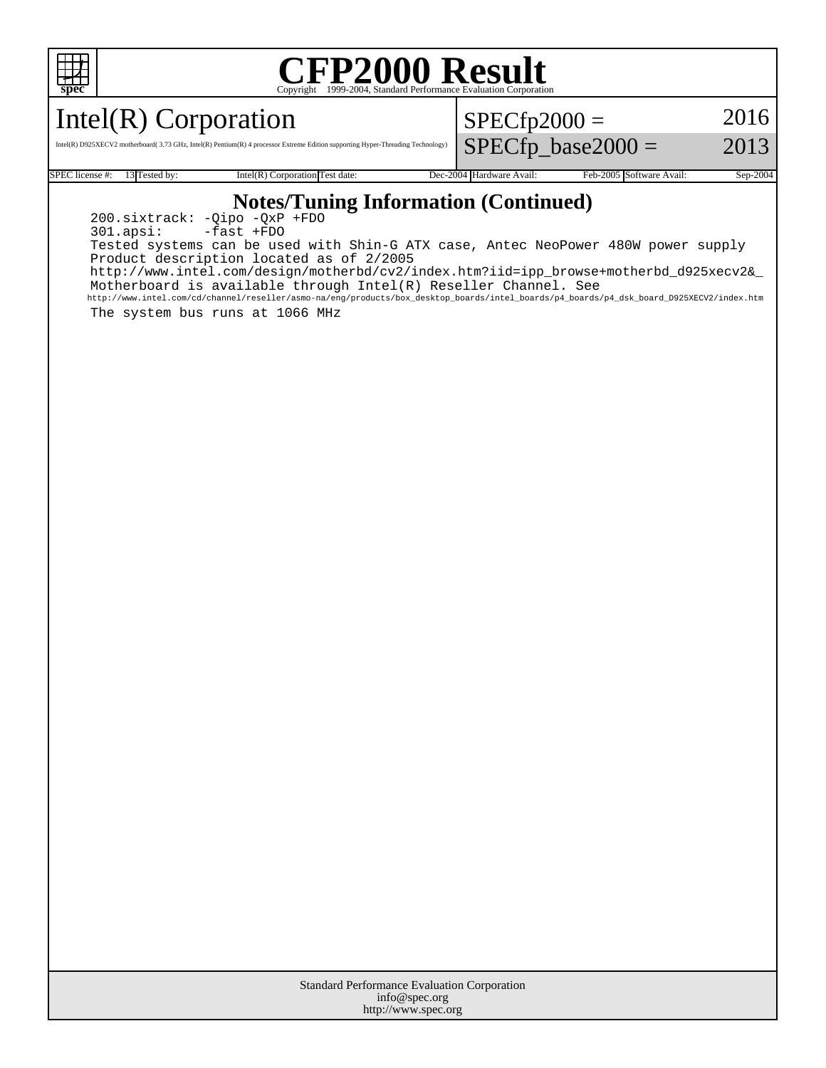# CFP2000 Result

Copyright 1999-2004, Standard Performance Evaluation Corporation

## Intel(R) Corporation

Intel(R) D925XECV2 motherboard( 3.73 GHz, Intel(R) Pentium(R) 4 processor Extreme Edition supporting Hyper-Threading Technology)

SPECfp2000 = 2016

SPECfp_base2000 = 2013

| SPEC license #: | 13 | Tested by: | Intel(R) Corporation | Test date: | Dec-2004 | Hardware Avail: | Feb-2005 | Software Avail: | Sep-2004 |
|---|---|---|---|---|---|---|---|---|---|

### Notes/Tuning Information (Continued)

```
200.sixtrack: -Qipo -QxP +FDO
301.apsi:     -fast +FDO
Tested systems can be used with Shin-G ATX case, Antec NeoPower 480W power supply
Product description located as of 2/2005
http://www.intel.com/design/motherbd/cv2/index.htm?iid=ipp_browse+motherbd_d925xecv2&_
Motherboard is available through Intel(R) Reseller Channel. See
http://www.intel.com/cd/channel/reseller/asmo-na/eng/products/box_desktop_boards/intel_boards/p4_boards/p4_dsk_board_D925XECV2/index.htm
The system bus runs at 1066 MHz
```

Standard Performance Evaluation Corporation
info@spec.org
http://www.spec.org